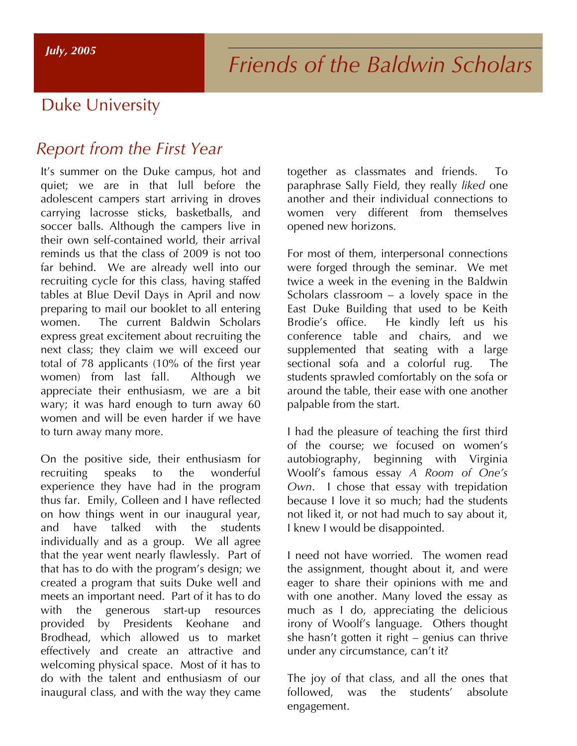*July, 2005*

# Friends of the Baldwin Scholars

## Duke University

## Report from the First Year

It's summer on the Duke campus, hot and quiet; we are in that lull before the adolescent campers start arriving in droves carrying lacrosse sticks, basketballs, and soccer balls. Although the campers live in their own self-contained world, their arrival reminds us that the class of 2009 is not too far behind. We are already well into our recruiting cycle for this class, having staffed tables at Blue Devil Days in April and now preparing to mail our booklet to all entering women. The current Baldwin Scholars express great excitement about recruiting the next class; they claim we will exceed our total of 78 applicants (10% of the first year women) from last fall. Although we appreciate their enthusiasm, we are a bit wary; it was hard enough to turn away 60 women and will be even harder if we have to turn away many more.

On the positive side, their enthusiasm for recruiting speaks to the wonderful experience they have had in the program thus far. Emily, Colleen and I have reflected on how things went in our inaugural year, and have talked with the students individually and as a group. We all agree that the year went nearly flawlessly. Part of that has to do with the program's design; we created a program that suits Duke well and meets an important need. Part of it has to do with the generous start-up resources provided by Presidents Keohane and Brodhead, which allowed us to market effectively and create an attractive and welcoming physical space. Most of it has to do with the talent and enthusiasm of our inaugural class, and with the way they came together as classmates and friends. To paraphrase Sally Field, they really *liked* one another and their individual connections to women very different from themselves opened new horizons.

For most of them, interpersonal connections were forged through the seminar. We met twice a week in the evening in the Baldwin Scholars classroom – a lovely space in the East Duke Building that used to be Keith Brodie's office. He kindly left us his conference table and chairs, and we supplemented that seating with a large sectional sofa and a colorful rug. The students sprawled comfortably on the sofa or around the table, their ease with one another palpable from the start.

I had the pleasure of teaching the first third of the course; we focused on women's autobiography, beginning with Virginia Woolf's famous essay *A Room of One's Own*. I chose that essay with trepidation because I love it so much; had the students not liked it, or not had much to say about it, I knew I would be disappointed.

I need not have worried. The women read the assignment, thought about it, and were eager to share their opinions with me and with one another. Many loved the essay as much as I do, appreciating the delicious irony of Woolf's language. Others thought she hasn't gotten it right – genius can thrive under any circumstance, can't it?

The joy of that class, and all the ones that followed, was the students' absolute engagement.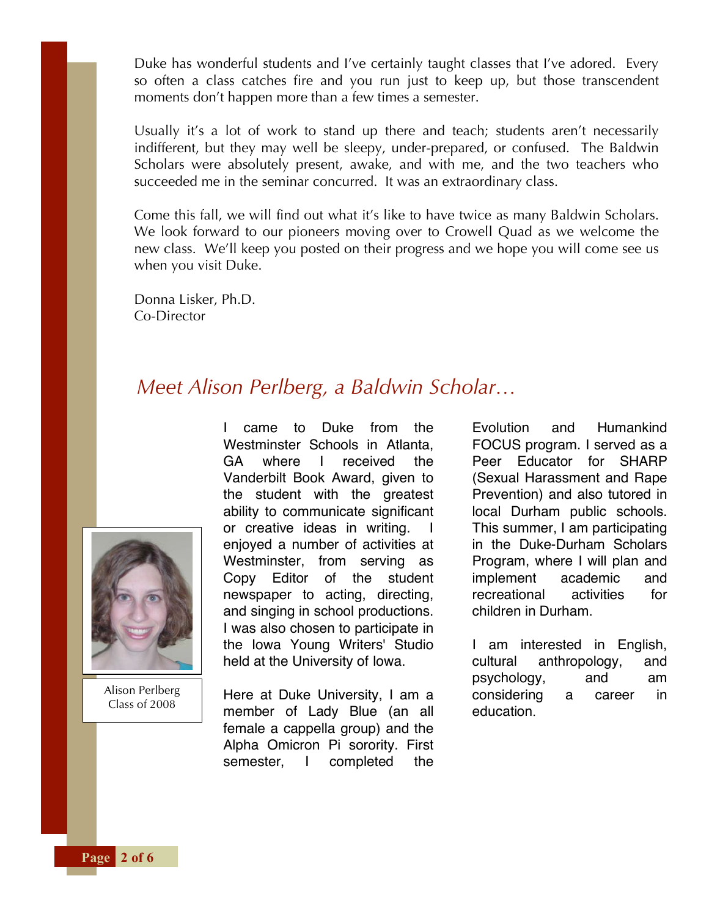Duke has wonderful students and I've certainly taught classes that I've adored. Every so often a class catches fire and you run just to keep up, but those transcendent moments don't happen more than a few times a semester.

Usually it's a lot of work to stand up there and teach; students aren't necessarily indifferent, but they may well be sleepy, under-prepared, or confused. The Baldwin Scholars were absolutely present, awake, and with me, and the two teachers who succeeded me in the seminar concurred. It was an extraordinary class.

Come this fall, we will find out what it's like to have twice as many Baldwin Scholars. We look forward to our pioneers moving over to Crowell Quad as we welcome the new class. We'll keep you posted on their progress and we hope you will come see us when you visit Duke.

Donna Lisker, Ph.D.
Co-Director

## *Meet Alison Perlberg, a Baldwin Scholar…*

Alison Perlberg
Class of 2008

I came to Duke from the Westminster Schools in Atlanta, GA where I received the Vanderbilt Book Award, given to the student with the greatest ability to communicate significant or creative ideas in writing. I enjoyed a number of activities at Westminster, from serving as Copy Editor of the student newspaper to acting, directing, and singing in school productions. I was also chosen to participate in the Iowa Young Writers' Studio held at the University of Iowa.

Here at Duke University, I am a member of Lady Blue (an all female a cappella group) and the Alpha Omicron Pi sorority. First semester, I completed the Evolution and Humankind FOCUS program. I served as a Peer Educator for SHARP (Sexual Harassment and Rape Prevention) and also tutored in local Durham public schools. This summer, I am participating in the Duke-Durham Scholars Program, where I will plan and implement academic and recreational activities for children in Durham.

I am interested in English, cultural anthropology, and psychology, and am considering a career in education.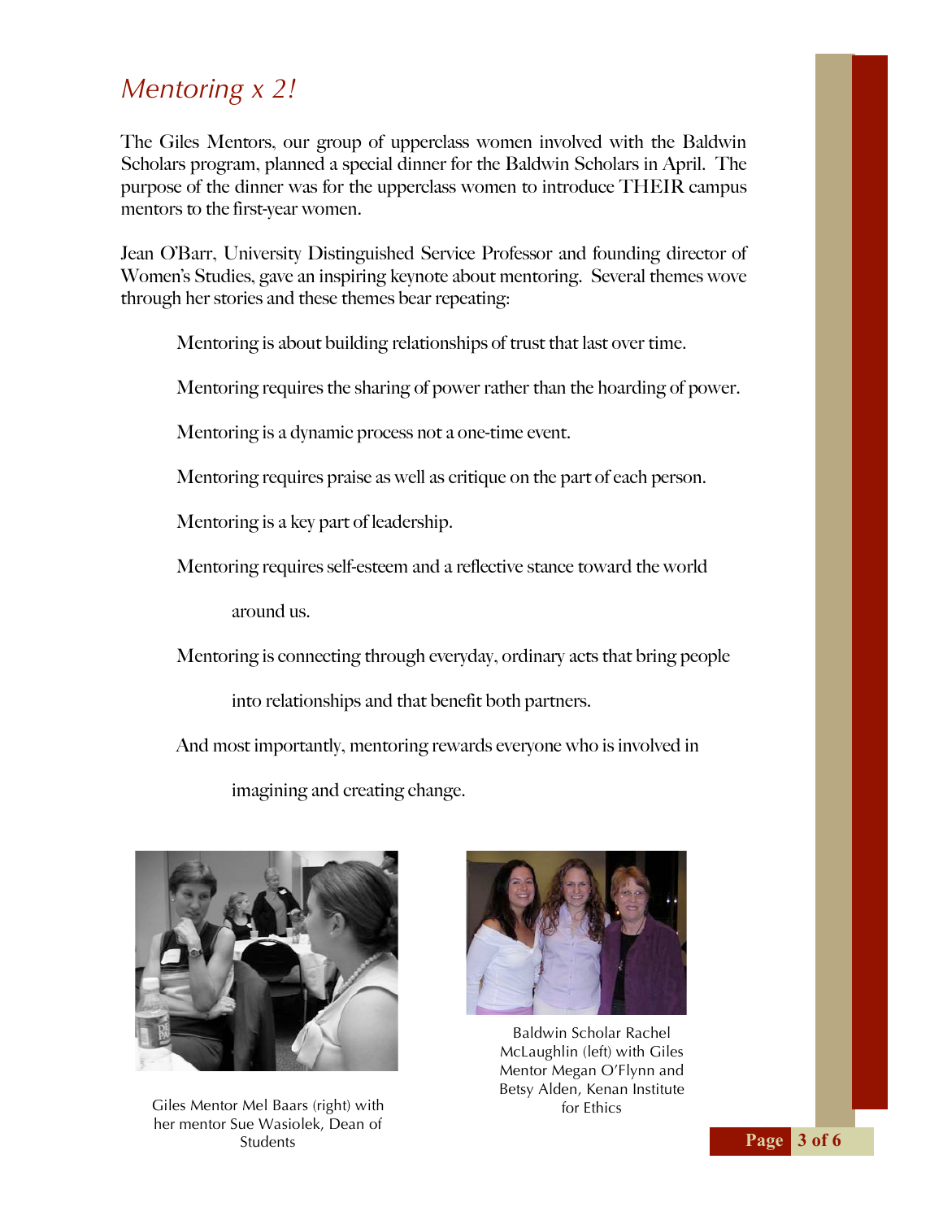# *Mentoring x 2!*

The Giles Mentors, our group of upperclass women involved with the Baldwin Scholars program, planned a special dinner for the Baldwin Scholars in April. The purpose of the dinner was for the upperclass women to introduce THEIR campus mentors to the first-year women.

Jean O'Barr, University Distinguished Service Professor and founding director of Women's Studies, gave an inspiring keynote about mentoring. Several themes wove through her stories and these themes bear repeating:

> Mentoring is about building relationships of trust that last over time.
>
> Mentoring requires the sharing of power rather than the hoarding of power.
>
> Mentoring is a dynamic process not a one-time event.
>
> Mentoring requires praise as well as critique on the part of each person.
>
> Mentoring is a key part of leadership.
>
> Mentoring requires self-esteem and a reflective stance toward the world around us.
>
> Mentoring is connecting through everyday, ordinary acts that bring people into relationships and that benefit both partners.
>
> And most importantly, mentoring rewards everyone who is involved in imagining and creating change.

Giles Mentor Mel Baars (right) with her mentor Sue Wasiolek, Dean of Students

Baldwin Scholar Rachel McLaughlin (left) with Giles Mentor Megan O'Flynn and Betsy Alden, Kenan Institute for Ethics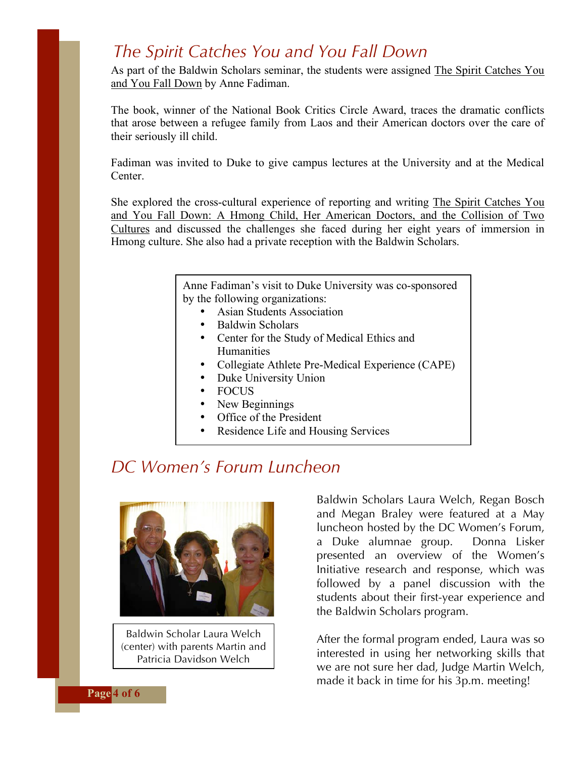## *The Spirit Catches You and You Fall Down*

As part of the Baldwin Scholars seminar, the students were assigned The Spirit Catches You and You Fall Down by Anne Fadiman.

The book, winner of the National Book Critics Circle Award, traces the dramatic conflicts that arose between a refugee family from Laos and their American doctors over the care of their seriously ill child.

Fadiman was invited to Duke to give campus lectures at the University and at the Medical Center.

She explored the cross-cultural experience of reporting and writing The Spirit Catches You and You Fall Down: A Hmong Child, Her American Doctors, and the Collision of Two Cultures and discussed the challenges she faced during her eight years of immersion in Hmong culture. She also had a private reception with the Baldwin Scholars.

Anne Fadiman's visit to Duke University was co-sponsored by the following organizations:

- Asian Students Association
- Baldwin Scholars
- Center for the Study of Medical Ethics and Humanities
- Collegiate Athlete Pre-Medical Experience (CAPE)
- Duke University Union
- FOCUS
- New Beginnings
- Office of the President
- Residence Life and Housing Services

## *DC Women's Forum Luncheon*

Baldwin Scholar Laura Welch (center) with parents Martin and Patricia Davidson Welch

Baldwin Scholars Laura Welch, Regan Bosch and Megan Braley were featured at a May luncheon hosted by the DC Women's Forum, a Duke alumnae group. Donna Lisker presented an overview of the Women's Initiative research and response, which was followed by a panel discussion with the students about their first-year experience and the Baldwin Scholars program.

After the formal program ended, Laura was so interested in using her networking skills that we are not sure her dad, Judge Martin Welch, made it back in time for his 3p.m. meeting!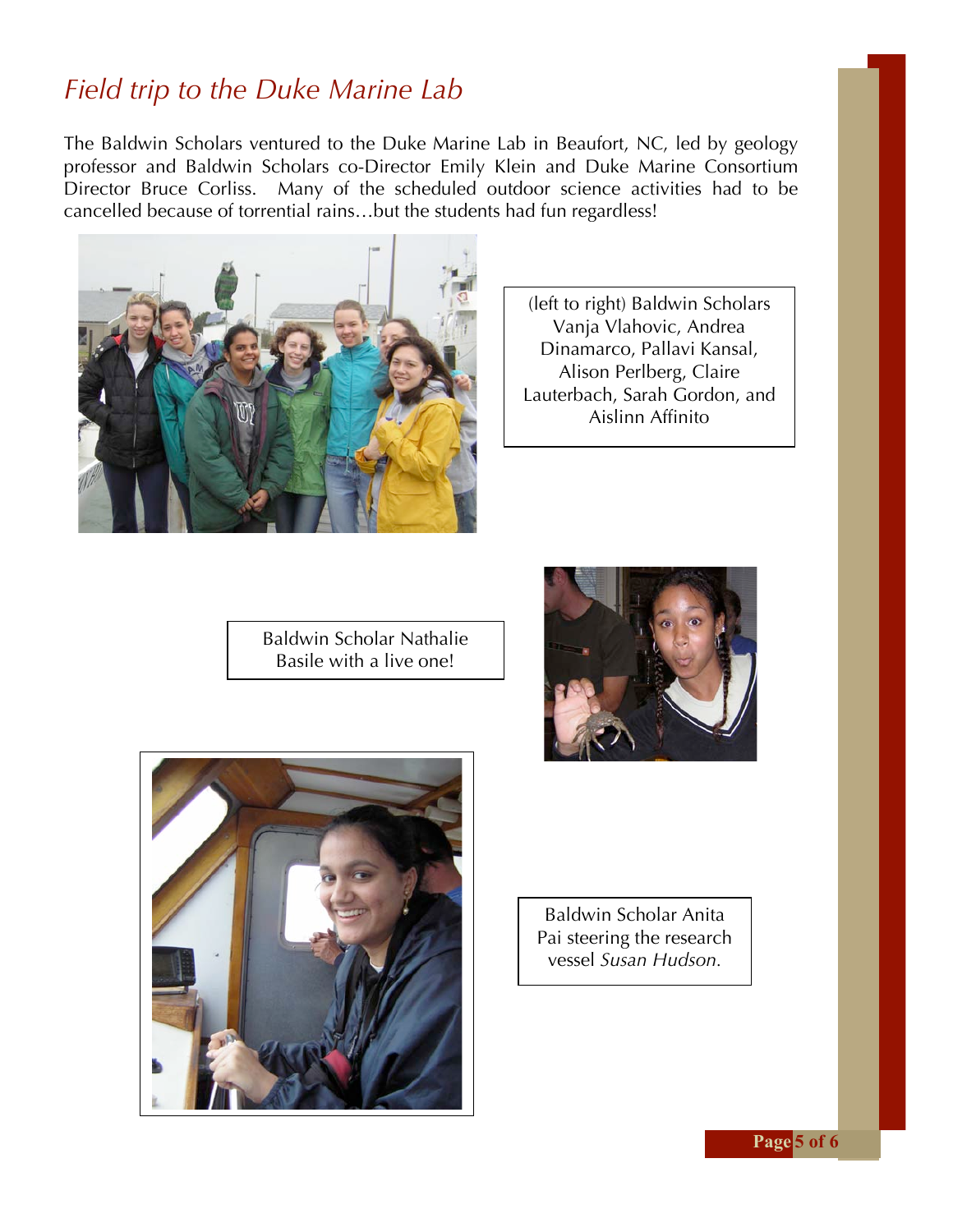# *Field trip to the Duke Marine Lab*

The Baldwin Scholars ventured to the Duke Marine Lab in Beaufort, NC, led by geology professor and Baldwin Scholars co-Director Emily Klein and Duke Marine Consortium Director Bruce Corliss. Many of the scheduled outdoor science activities had to be cancelled because of torrential rains…but the students had fun regardless!

(left to right) Baldwin Scholars Vanja Vlahovic, Andrea Dinamarco, Pallavi Kansal, Alison Perlberg, Claire Lauterbach, Sarah Gordon, and Aislinn Affinito

Baldwin Scholar Nathalie Basile with a live one!

Baldwin Scholar Anita Pai steering the research vessel *Susan Hudson*.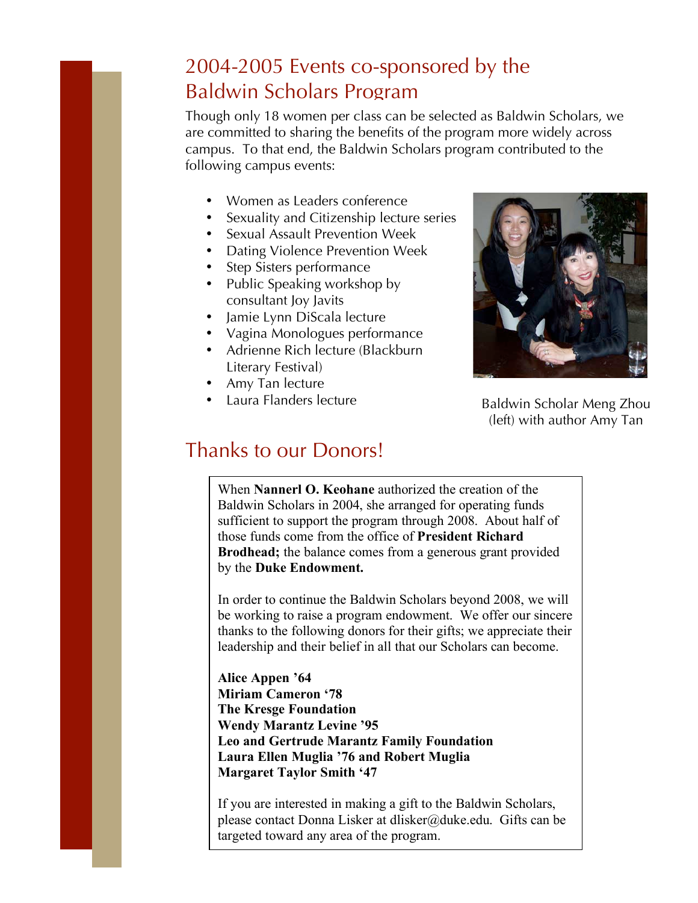## 2004-2005 Events co-sponsored by the Baldwin Scholars Program

Though only 18 women per class can be selected as Baldwin Scholars, we are committed to sharing the benefits of the program more widely across campus. To that end, the Baldwin Scholars program contributed to the following campus events:

- Women as Leaders conference
- Sexuality and Citizenship lecture series
- Sexual Assault Prevention Week
- Dating Violence Prevention Week
- Step Sisters performance
- Public Speaking workshop by consultant Joy Javits
- Jamie Lynn DiScala lecture
- Vagina Monologues performance
- Adrienne Rich lecture (Blackburn Literary Festival)
- Amy Tan lecture
- Laura Flanders lecture

Baldwin Scholar Meng Zhou (left) with author Amy Tan

## Thanks to our Donors!

When **Nannerl O. Keohane** authorized the creation of the Baldwin Scholars in 2004, she arranged for operating funds sufficient to support the program through 2008. About half of those funds come from the office of **President Richard Brodhead;** the balance comes from a generous grant provided by the **Duke Endowment.**

In order to continue the Baldwin Scholars beyond 2008, we will be working to raise a program endowment. We offer our sincere thanks to the following donors for their gifts; we appreciate their leadership and their belief in all that our Scholars can become.

**Alice Appen '64**
**Miriam Cameron '78**
**The Kresge Foundation**
**Wendy Marantz Levine '95**
**Leo and Gertrude Marantz Family Foundation**
**Laura Ellen Muglia '76 and Robert Muglia**
**Margaret Taylor Smith '47**

If you are interested in making a gift to the Baldwin Scholars, please contact Donna Lisker at dlisker@duke.edu. Gifts can be targeted toward any area of the program.